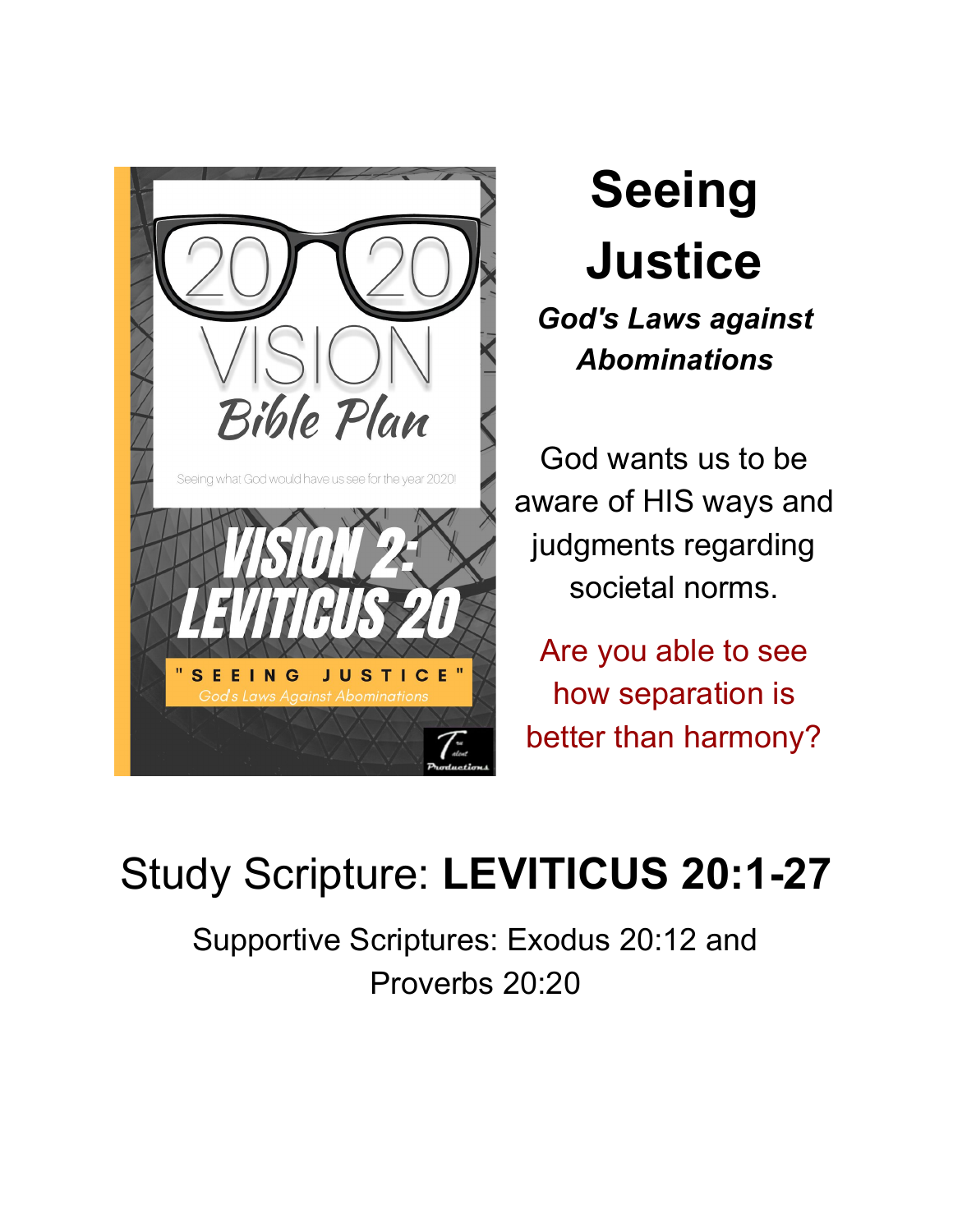20 20 VISION Bible Plan

Seeing what God would have us see for the year 2020!

VISION 2: LEVITICUS 20

"SEEING JUSTICE"

God's Laws Against Abominations

# Seeing Justice

***God's Laws against Abominations***

God wants us to be aware of HIS ways and judgments regarding societal norms.

Are you able to see how separation is better than harmony?

## Study Scripture: **LEVITICUS 20:1-27**

Supportive Scriptures: Exodus 20:12 and Proverbs 20:20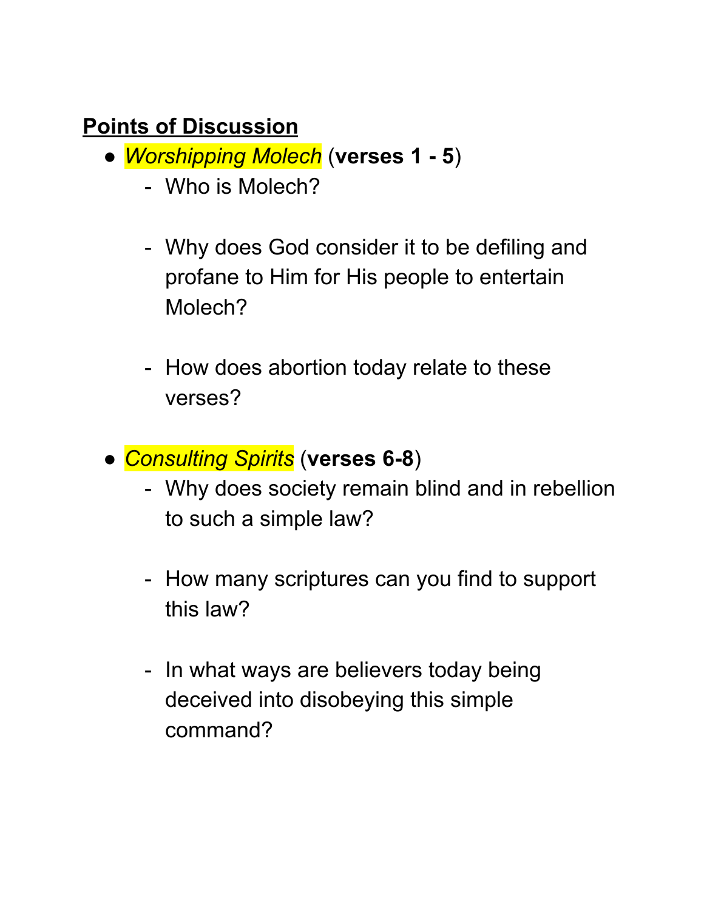**<u>Points of Discussion</u>**

- *Worshipping Molech* (**verses 1 - 5**)
  - Who is Molech?
  - Why does God consider it to be defiling and profane to Him for His people to entertain Molech?
  - How does abortion today relate to these verses?
- *Consulting Spirits* (**verses 6-8**)
  - Why does society remain blind and in rebellion to such a simple law?
  - How many scriptures can you find to support this law?
  - In what ways are believers today being deceived into disobeying this simple command?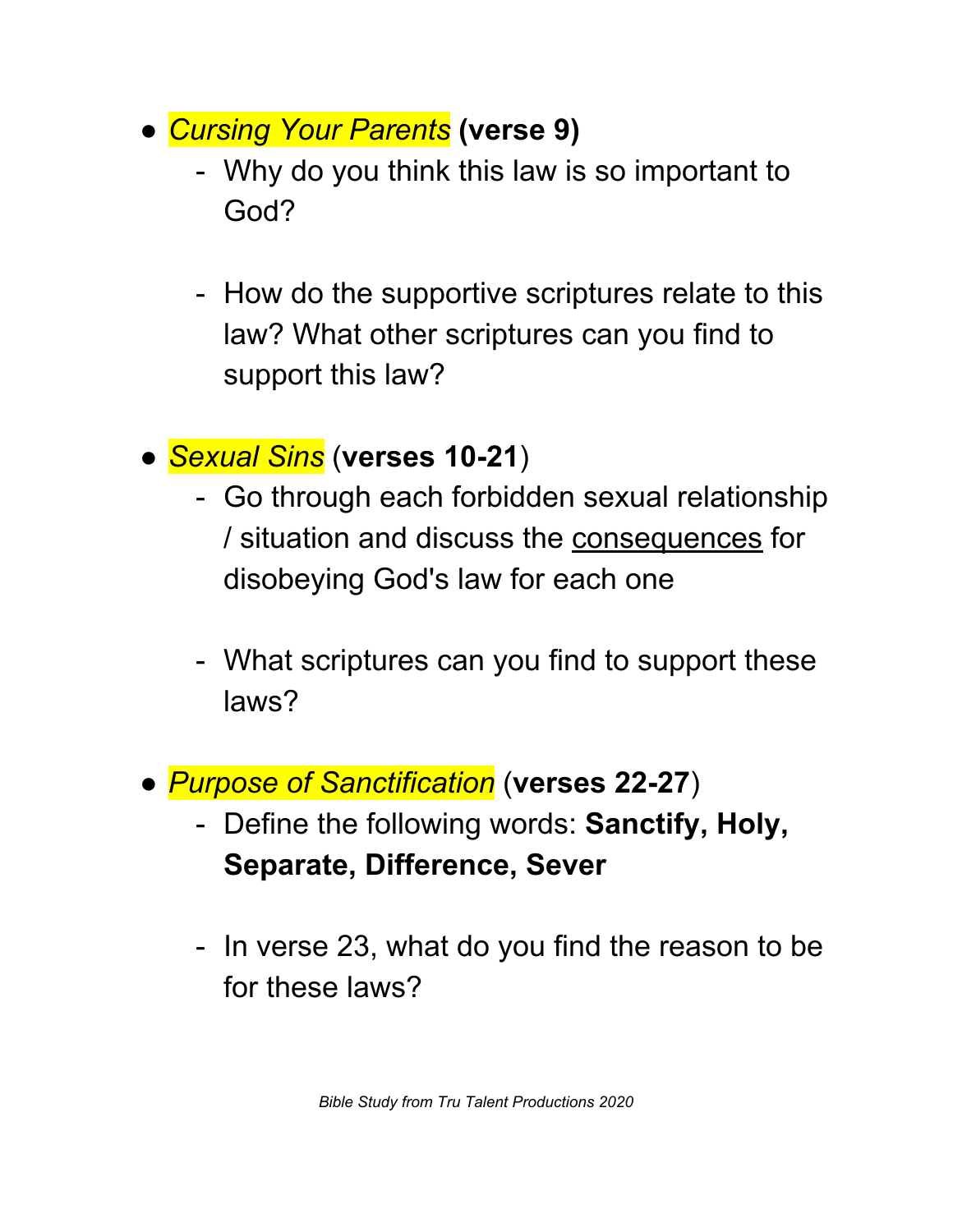- *Cursing Your Parents* **(verse 9)**
  - Why do you think this law is so important to God?

  - How do the supportive scriptures relate to this law? What other scriptures can you find to support this law?

- *Sexual Sins* (**verses 10-21**)
  - Go through each forbidden sexual relationship / situation and discuss the consequences for disobeying God's law for each one

  - What scriptures can you find to support these laws?

- *Purpose of Sanctification* (**verses 22-27**)
  - Define the following words: **Sanctify, Holy, Separate, Difference, Sever**

  - In verse 23, what do you find the reason to be for these laws?

*Bible Study from Tru Talent Productions 2020*